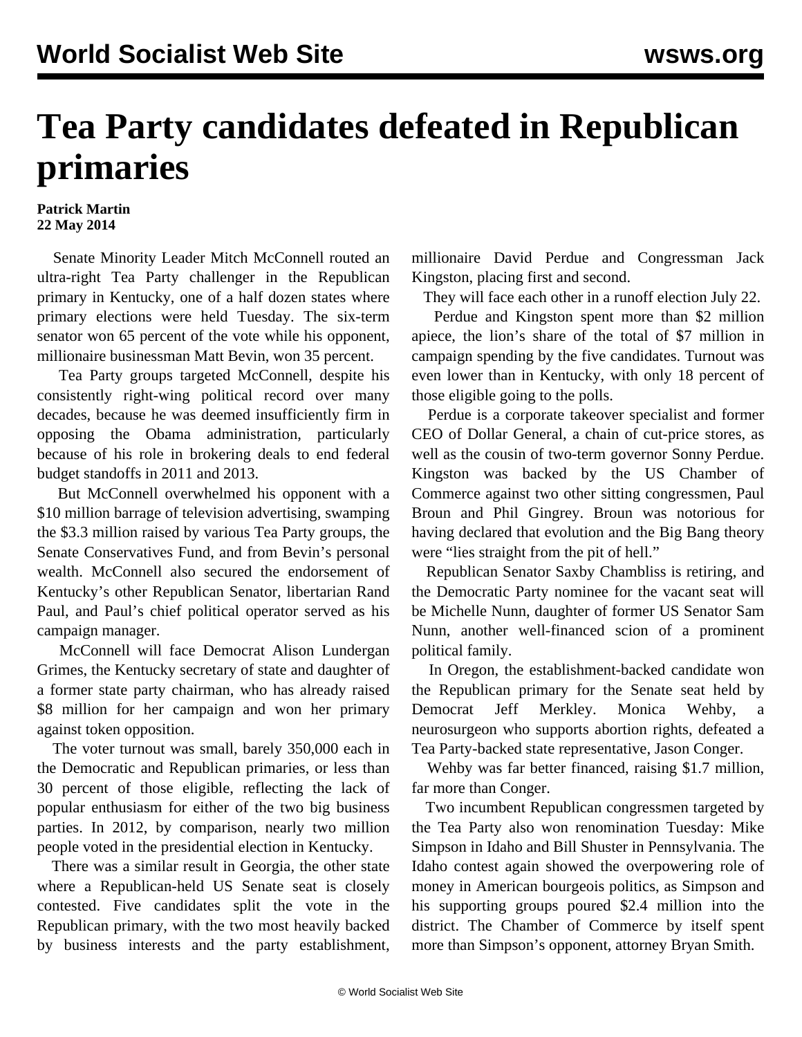# Tea Party candidates defeated in Republican primaries

**Patrick Martin**
**22 May 2014**

Senate Minority Leader Mitch McConnell routed an ultra-right Tea Party challenger in the Republican primary in Kentucky, one of a half dozen states where primary elections were held Tuesday. The six-term senator won 65 percent of the vote while his opponent, millionaire businessman Matt Bevin, won 35 percent.

Tea Party groups targeted McConnell, despite his consistently right-wing political record over many decades, because he was deemed insufficiently firm in opposing the Obama administration, particularly because of his role in brokering deals to end federal budget standoffs in 2011 and 2013.

But McConnell overwhelmed his opponent with a $10 million barrage of television advertising, swamping the $3.3 million raised by various Tea Party groups, the Senate Conservatives Fund, and from Bevin's personal wealth. McConnell also secured the endorsement of Kentucky's other Republican Senator, libertarian Rand Paul, and Paul's chief political operator served as his campaign manager.

McConnell will face Democrat Alison Lundergan Grimes, the Kentucky secretary of state and daughter of a former state party chairman, who has already raised $8 million for her campaign and won her primary against token opposition.

The voter turnout was small, barely 350,000 each in the Democratic and Republican primaries, or less than 30 percent of those eligible, reflecting the lack of popular enthusiasm for either of the two big business parties. In 2012, by comparison, nearly two million people voted in the presidential election in Kentucky.

There was a similar result in Georgia, the other state where a Republican-held US Senate seat is closely contested. Five candidates split the vote in the Republican primary, with the two most heavily backed by business interests and the party establishment, millionaire David Perdue and Congressman Jack Kingston, placing first and second.

They will face each other in a runoff election July 22.

Perdue and Kingston spent more than $2 million apiece, the lion's share of the total of $7 million in campaign spending by the five candidates. Turnout was even lower than in Kentucky, with only 18 percent of those eligible going to the polls.

Perdue is a corporate takeover specialist and former CEO of Dollar General, a chain of cut-price stores, as well as the cousin of two-term governor Sonny Perdue. Kingston was backed by the US Chamber of Commerce against two other sitting congressmen, Paul Broun and Phil Gingrey. Broun was notorious for having declared that evolution and the Big Bang theory were "lies straight from the pit of hell."

Republican Senator Saxby Chambliss is retiring, and the Democratic Party nominee for the vacant seat will be Michelle Nunn, daughter of former US Senator Sam Nunn, another well-financed scion of a prominent political family.

In Oregon, the establishment-backed candidate won the Republican primary for the Senate seat held by Democrat Jeff Merkley. Monica Wehby, a neurosurgeon who supports abortion rights, defeated a Tea Party-backed state representative, Jason Conger.

Wehby was far better financed, raising $1.7 million, far more than Conger.

Two incumbent Republican congressmen targeted by the Tea Party also won renomination Tuesday: Mike Simpson in Idaho and Bill Shuster in Pennsylvania. The Idaho contest again showed the overpowering role of money in American bourgeois politics, as Simpson and his supporting groups poured $2.4 million into the district. The Chamber of Commerce by itself spent more than Simpson's opponent, attorney Bryan Smith.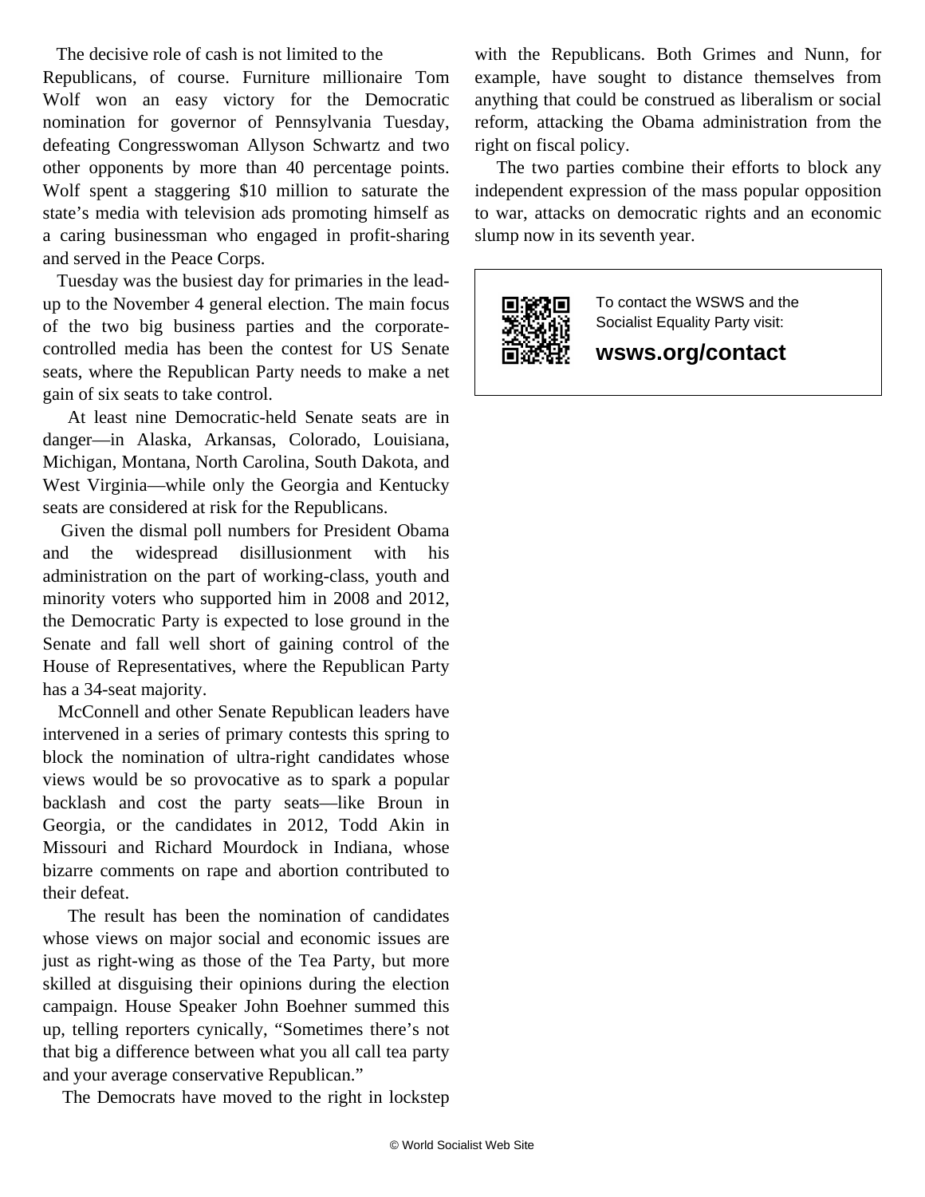The decisive role of cash is not limited to the Republicans, of course. Furniture millionaire Tom Wolf won an easy victory for the Democratic nomination for governor of Pennsylvania Tuesday, defeating Congresswoman Allyson Schwartz and two other opponents by more than 40 percentage points. Wolf spent a staggering $10 million to saturate the state's media with television ads promoting himself as a caring businessman who engaged in profit-sharing and served in the Peace Corps.

Tuesday was the busiest day for primaries in the lead-up to the November 4 general election. The main focus of the two big business parties and the corporate-controlled media has been the contest for US Senate seats, where the Republican Party needs to make a net gain of six seats to take control.

At least nine Democratic-held Senate seats are in danger—in Alaska, Arkansas, Colorado, Louisiana, Michigan, Montana, North Carolina, South Dakota, and West Virginia—while only the Georgia and Kentucky seats are considered at risk for the Republicans.

Given the dismal poll numbers for President Obama and the widespread disillusionment with his administration on the part of working-class, youth and minority voters who supported him in 2008 and 2012, the Democratic Party is expected to lose ground in the Senate and fall well short of gaining control of the House of Representatives, where the Republican Party has a 34-seat majority.

McConnell and other Senate Republican leaders have intervened in a series of primary contests this spring to block the nomination of ultra-right candidates whose views would be so provocative as to spark a popular backlash and cost the party seats—like Broun in Georgia, or the candidates in 2012, Todd Akin in Missouri and Richard Mourdock in Indiana, whose bizarre comments on rape and abortion contributed to their defeat.

The result has been the nomination of candidates whose views on major social and economic issues are just as right-wing as those of the Tea Party, but more skilled at disguising their opinions during the election campaign. House Speaker John Boehner summed this up, telling reporters cynically, "Sometimes there's not that big a difference between what you all call tea party and your average conservative Republican."

The Democrats have moved to the right in lockstep with the Republicans. Both Grimes and Nunn, for example, have sought to distance themselves from anything that could be construed as liberalism or social reform, attacking the Obama administration from the right on fiscal policy.

The two parties combine their efforts to block any independent expression of the mass popular opposition to war, attacks on democratic rights and an economic slump now in its seventh year.

To contact the WSWS and the Socialist Equality Party visit:

**wsws.org/contact**